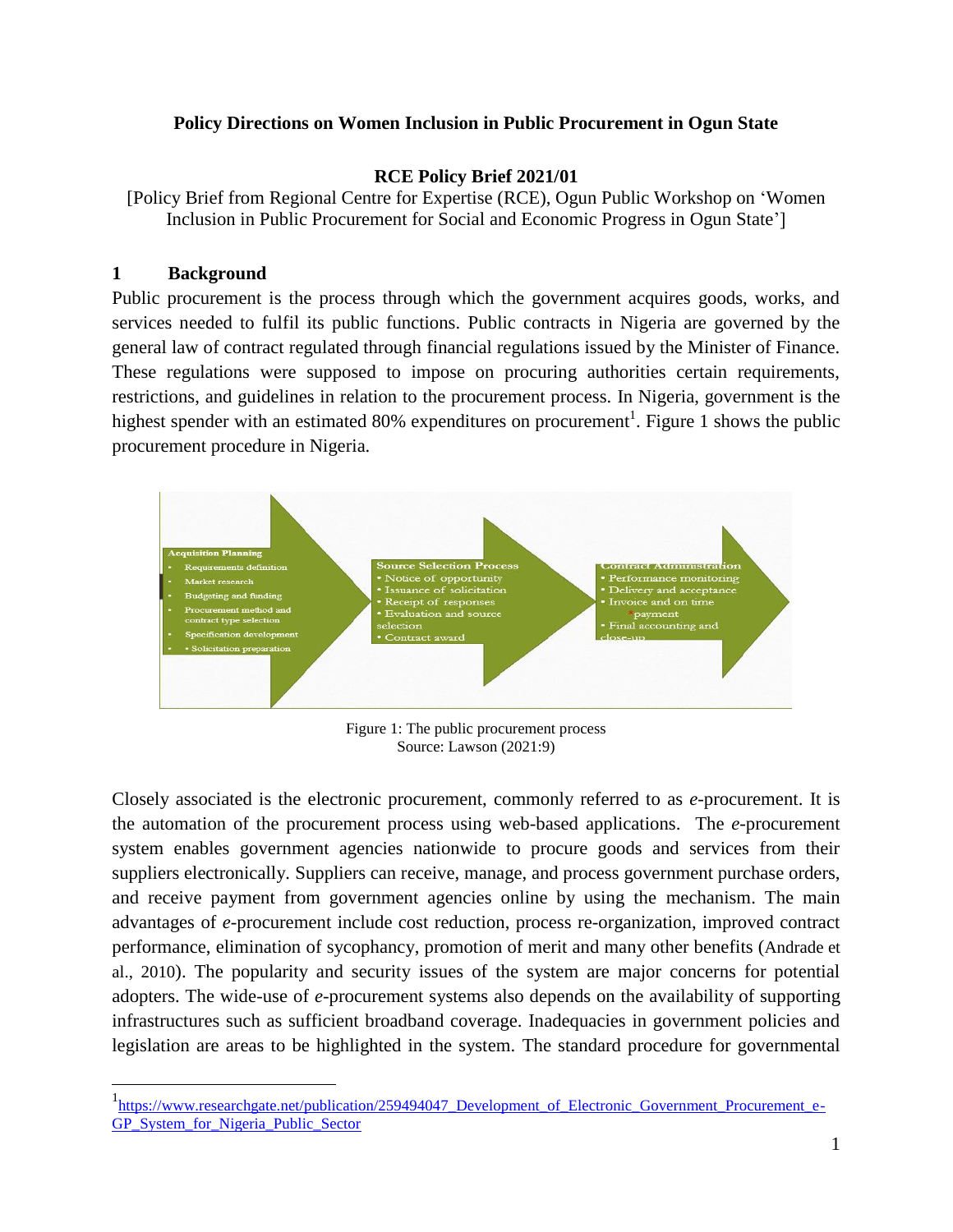**Policy Directions on Women Inclusion in Public Procurement in Ogun State**

**RCE Policy Brief 2021/01**

[Policy Brief from Regional Centre for Expertise (RCE), Ogun Public Workshop on 'Women Inclusion in Public Procurement for Social and Economic Progress in Ogun State']

## 1 Background

Public procurement is the process through which the government acquires goods, works, and services needed to fulfil its public functions. Public contracts in Nigeria are governed by the general law of contract regulated through financial regulations issued by the Minister of Finance. These regulations were supposed to impose on procuring authorities certain requirements, restrictions, and guidelines in relation to the procurement process. In Nigeria, government is the highest spender with an estimated 80% expenditures on procurement[1]. Figure 1 shows the public procurement procedure in Nigeria.

**Acquisition Planning**
- Requirements definition
- Market research
- Budgeting and funding
- Procurement method and contract type selection
- Specification development
- Solicitation preparation

**Source Selection Process**
- Notice of opportunity
- Issuance of solicitation
- Receipt of responses
- Evaluation and source selection
- Contract award

**Contract Administration**
- Performance monitoring
- Delivery and acceptance
- Invoice and on time payment
- Final accounting and close-up

Figure 1: The public procurement process
Source: Lawson (2021:9)

Closely associated is the electronic procurement, commonly referred to as *e*-procurement. It is the automation of the procurement process using web-based applications. The *e*-procurement system enables government agencies nationwide to procure goods and services from their suppliers electronically. Suppliers can receive, manage, and process government purchase orders, and receive payment from government agencies online by using the mechanism. The main advantages of *e*-procurement include cost reduction, process re-organization, improved contract performance, elimination of sycophancy, promotion of merit and many other benefits (Andrade et al., 2010). The popularity and security issues of the system are major concerns for potential adopters. The wide-use of *e*-procurement systems also depends on the availability of supporting infrastructures such as sufficient broadband coverage. Inadequacies in government policies and legislation are areas to be highlighted in the system. The standard procedure for governmental

[1] https://www.researchgate.net/publication/259494047_Development_of_Electronic_Government_Procurement_e-GP_System_for_Nigeria_Public_Sector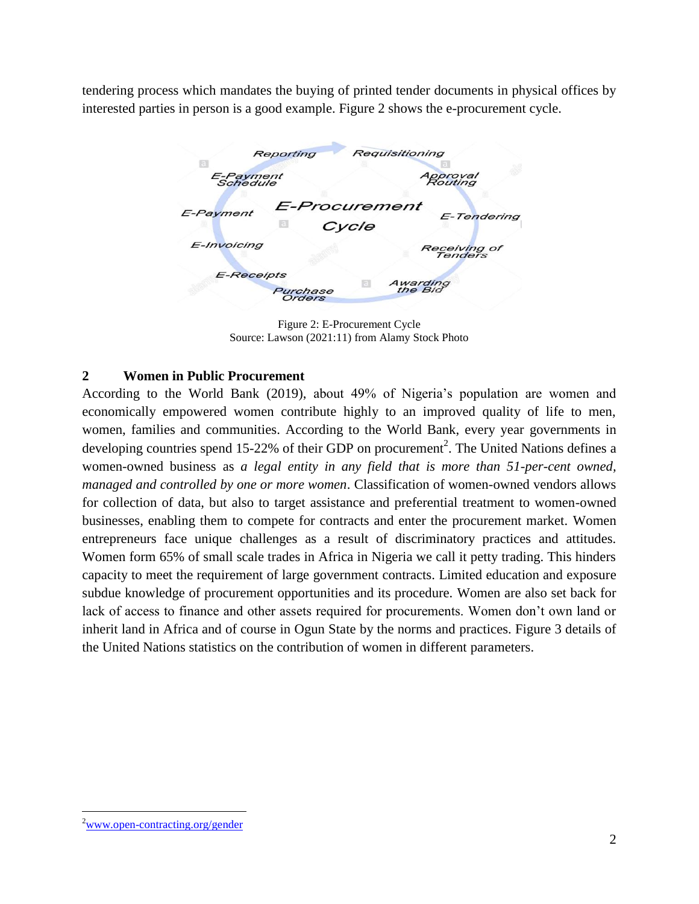tendering process which mandates the buying of printed tender documents in physical offices by interested parties in person is a good example. Figure 2 shows the e-procurement cycle.

Figure 2: E-Procurement Cycle
Source: Lawson (2021:11) from Alamy Stock Photo

## 2 Women in Public Procurement

According to the World Bank (2019), about 49% of Nigeria's population are women and economically empowered women contribute highly to an improved quality of life to men, women, families and communities. According to the World Bank, every year governments in developing countries spend 15-22% of their GDP on procurement[2]. The United Nations defines a women-owned business as *a legal entity in any field that is more than 51-per-cent owned, managed and controlled by one or more women*. Classification of women-owned vendors allows for collection of data, but also to target assistance and preferential treatment to women-owned businesses, enabling them to compete for contracts and enter the procurement market. Women entrepreneurs face unique challenges as a result of discriminatory practices and attitudes. Women form 65% of small scale trades in Africa in Nigeria we call it petty trading. This hinders capacity to meet the requirement of large government contracts. Limited education and exposure subdue knowledge of procurement opportunities and its procedure. Women are also set back for lack of access to finance and other assets required for procurements. Women don't own land or inherit land in Africa and of course in Ogun State by the norms and practices. Figure 3 details of the United Nations statistics on the contribution of women in different parameters.

---

[2] www.open-contracting.org/gender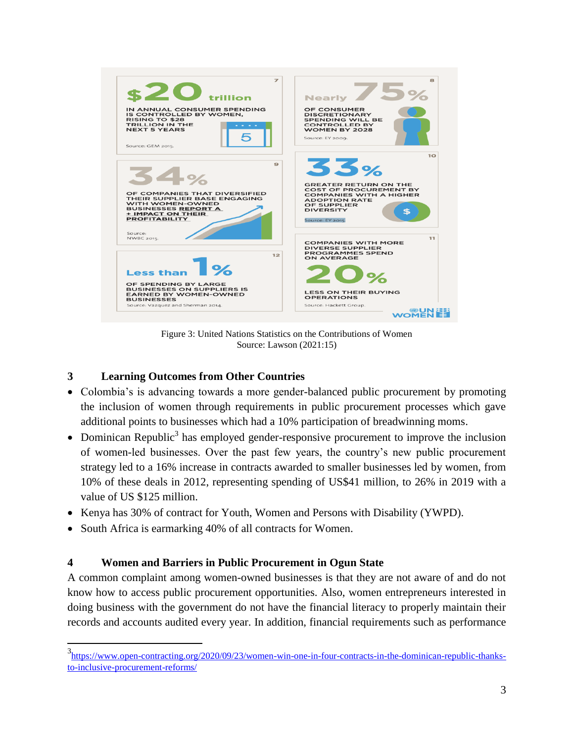| $20 trillion | Nearly 75% |
| --- | --- |
| IN ANNUAL CONSUMER SPENDING IS CONTROLLED BY WOMEN, RISING TO $28 TRILLION IN THE NEXT 5 YEARS. Source: GEM 2015. | OF CONSUMER DISCRETIONARY SPENDING WILL BE CONTROLLED BY WOMEN BY 2028. Source: EY 2009. |
| **34%** OF COMPANIES THAT DIVERSIFIED THEIR SUPPLIER BASE ENGAGING WITH WOMEN-OWNED BUSINESSES REPORT A + IMPACT ON THEIR PROFITABILITY. Source: NWBC 2015. | **33%** GREATER RETURN ON THE COST OF PROCUREMENT BY COMPANIES WITH A HIGHER ADOPTION RATE OF SUPPLIER DIVERSITY. Source: EY 2015. |
| **Less than 1%** OF SPENDING BY LARGE BUSINESSES ON SUPPLIERS IS EARNED BY WOMEN-OWNED BUSINESSES. Source: Vazquez and Sherman 2014. | COMPANIES WITH MORE DIVERSE SUPPLIER PROGRAMMES SPEND ON AVERAGE **20%** LESS ON THEIR BUYING OPERATIONS. Source: Hackett Group. |

Figure 3: United Nations Statistics on the Contributions of Women
Source: Lawson (2021:15)

## 3 Learning Outcomes from Other Countries

- Colombia's is advancing towards a more gender-balanced public procurement by promoting the inclusion of women through requirements in public procurement processes which gave additional points to businesses which had a 10% participation of breadwinning moms.
- Dominican Republic[3] has employed gender-responsive procurement to improve the inclusion of women-led businesses. Over the past few years, the country's new public procurement strategy led to a 16% increase in contracts awarded to smaller businesses led by women, from 10% of these deals in 2012, representing spending of US$41 million, to 26% in 2019 with a value of US $125 million.
- Kenya has 30% of contract for Youth, Women and Persons with Disability (YWPD).
- South Africa is earmarking 40% of all contracts for Women.

## 4 Women and Barriers in Public Procurement in Ogun State

A common complaint among women-owned businesses is that they are not aware of and do not know how to access public procurement opportunities. Also, women entrepreneurs interested in doing business with the government do not have the financial literacy to properly maintain their records and accounts audited every year. In addition, financial requirements such as performance

[3] https://www.open-contracting.org/2020/09/23/women-win-one-in-four-contracts-in-the-dominican-republic-thanks-to-inclusive-procurement-reforms/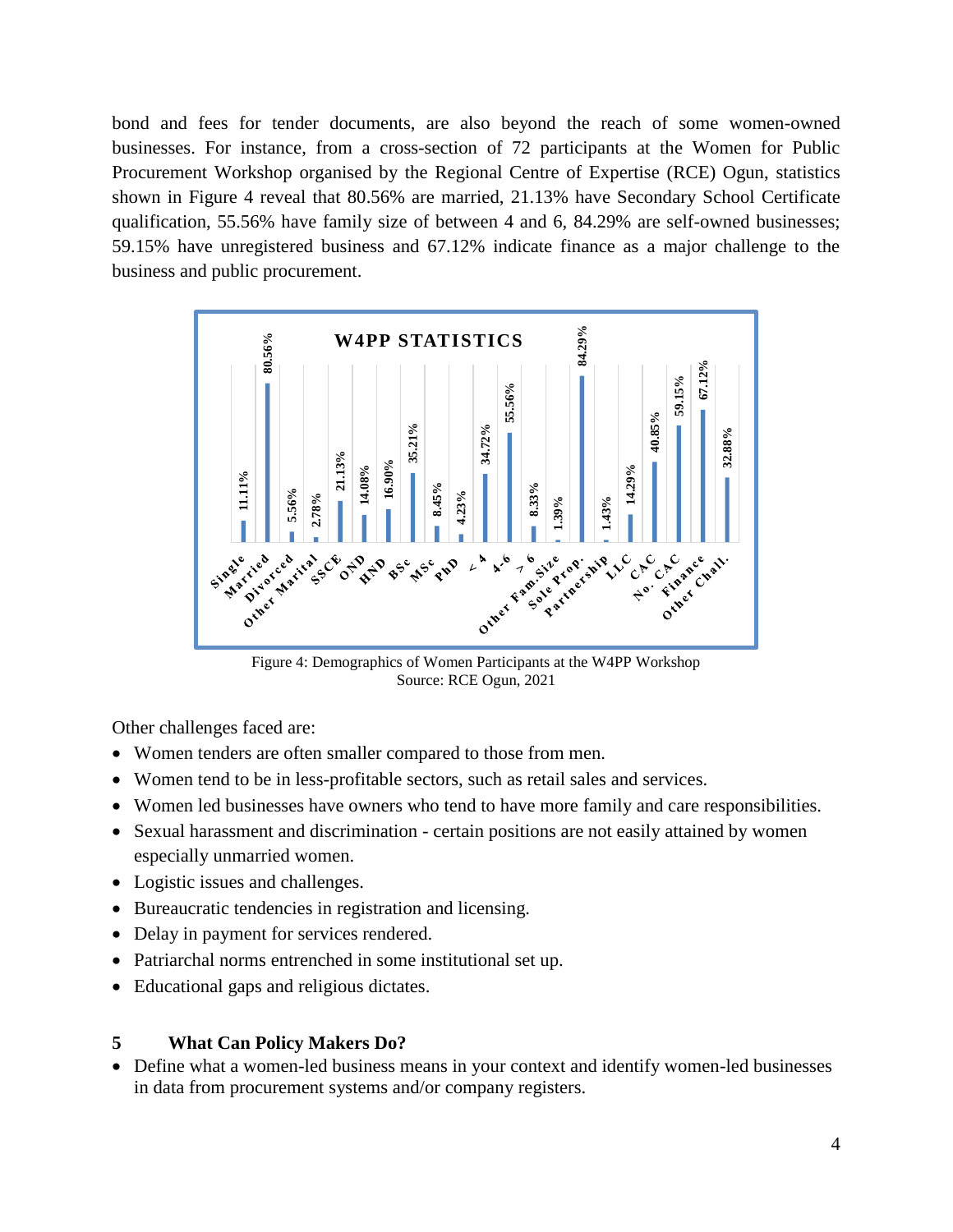bond and fees for tender documents, are also beyond the reach of some women-owned businesses. For instance, from a cross-section of 72 participants at the Women for Public Procurement Workshop organised by the Regional Centre of Expertise (RCE) Ogun, statistics shown in Figure 4 reveal that 80.56% are married, 21.13% have Secondary School Certificate qualification, 55.56% have family size of between 4 and 6, 84.29% are self-owned businesses; 59.15% have unregistered business and 67.12% indicate finance as a major challenge to the business and public procurement.

**W4PP STATISTICS**

| Category | Percentage |
| --- | --- |
| Single | 11.11% |
| Married | 80.56% |
| Divorced | 5.56% |
| Other Marital | 2.78% |
| SSCE | 21.13% |
| OND | 14.08% |
| HND | 16.90% |
| BSc | 35.21% |
| MSc | 8.45% |
| PhD | 4.23% |
| < 4 | 34.72% |
| 4-6 | 55.56% |
| > 6 | 8.33% |
| Other Fam.Size | 1.39% |
| Sole Prop. | 84.29% |
| Partnership | 1.43% |
| LLC | 14.29% |
| CAC | 40.85% |
| No. CAC | 59.15% |
| Finance | 67.12% |
| Other Chall. | 32.88% |

Figure 4: Demographics of Women Participants at the W4PP Workshop
Source: RCE Ogun, 2021

Other challenges faced are:

- Women tenders are often smaller compared to those from men.
- Women tend to be in less-profitable sectors, such as retail sales and services.
- Women led businesses have owners who tend to have more family and care responsibilities.
- Sexual harassment and discrimination - certain positions are not easily attained by women especially unmarried women.
- Logistic issues and challenges.
- Bureaucratic tendencies in registration and licensing.
- Delay in payment for services rendered.
- Patriarchal norms entrenched in some institutional set up.
- Educational gaps and religious dictates.

## 5 What Can Policy Makers Do?

- Define what a women-led business means in your context and identify women-led businesses in data from procurement systems and/or company registers.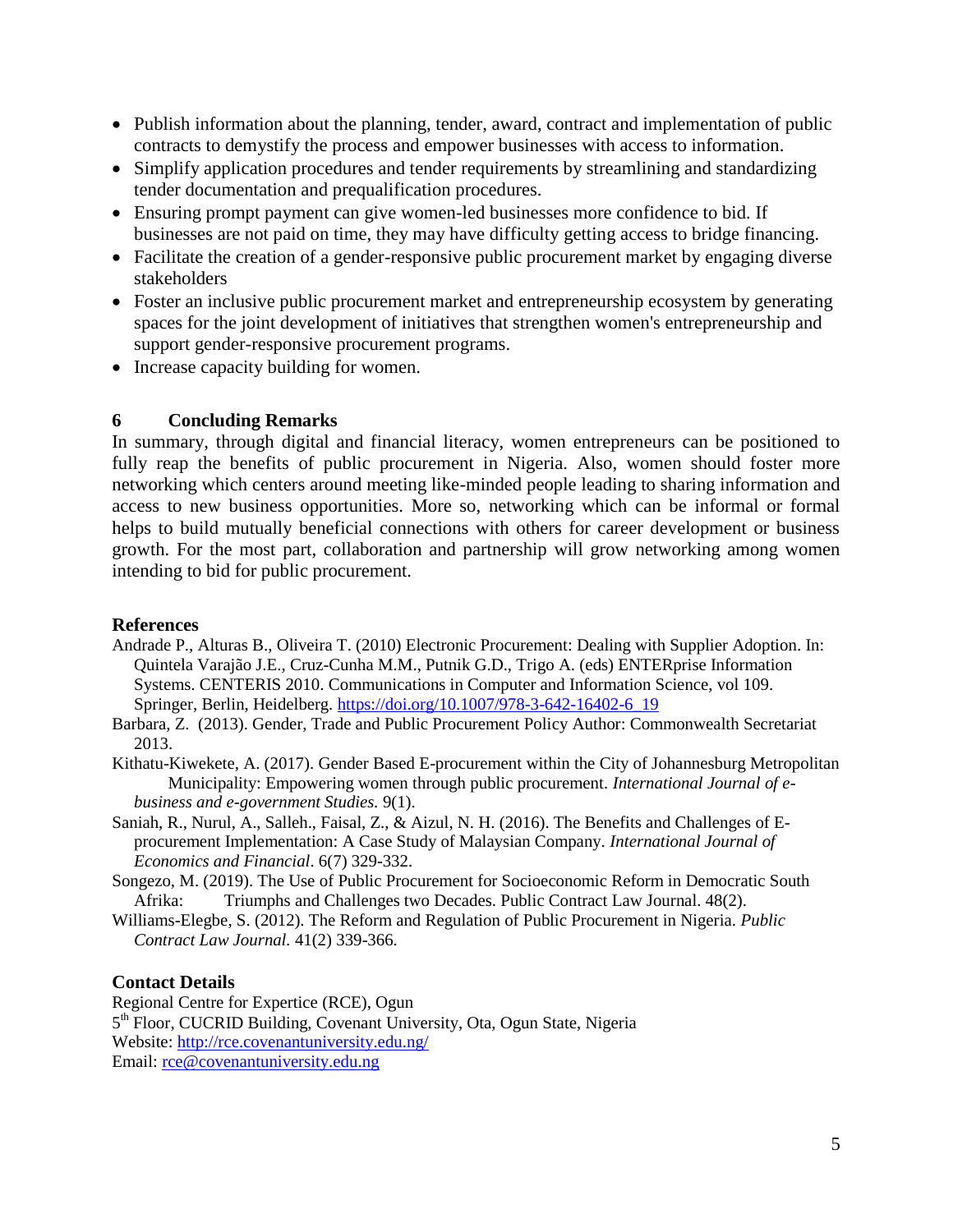- Publish information about the planning, tender, award, contract and implementation of public contracts to demystify the process and empower businesses with access to information.
- Simplify application procedures and tender requirements by streamlining and standardizing tender documentation and prequalification procedures.
- Ensuring prompt payment can give women-led businesses more confidence to bid. If businesses are not paid on time, they may have difficulty getting access to bridge financing.
- Facilitate the creation of a gender-responsive public procurement market by engaging diverse stakeholders
- Foster an inclusive public procurement market and entrepreneurship ecosystem by generating spaces for the joint development of initiatives that strengthen women's entrepreneurship and support gender-responsive procurement programs.
- Increase capacity building for women.

## 6 Concluding Remarks

In summary, through digital and financial literacy, women entrepreneurs can be positioned to fully reap the benefits of public procurement in Nigeria. Also, women should foster more networking which centers around meeting like-minded people leading to sharing information and access to new business opportunities. More so, networking which can be informal or formal helps to build mutually beneficial connections with others for career development or business growth. For the most part, collaboration and partnership will grow networking among women intending to bid for public procurement.

### References

Andrade P., Alturas B., Oliveira T. (2010) Electronic Procurement: Dealing with Supplier Adoption. In: Quintela Varajão J.E., Cruz-Cunha M.M., Putnik G.D., Trigo A. (eds) ENTERprise Information Systems. CENTERIS 2010. Communications in Computer and Information Science, vol 109. Springer, Berlin, Heidelberg. https://doi.org/10.1007/978-3-642-16402-6_19

Barbara, Z. (2013). Gender, Trade and Public Procurement Policy Author: Commonwealth Secretariat 2013.

Kithatu-Kiwekete, A. (2017). Gender Based E-procurement within the City of Johannesburg Metropolitan Municipality: Empowering women through public procurement. *International Journal of e-business and e-government Studies.* 9(1).

Saniah, R., Nurul, A., Salleh., Faisal, Z., & Aizul, N. H. (2016). The Benefits and Challenges of E-procurement Implementation: A Case Study of Malaysian Company. *International Journal of Economics and Financial*. 6(7) 329-332.

Songezo, M. (2019). The Use of Public Procurement for Socioeconomic Reform in Democratic South Afrika: Triumphs and Challenges two Decades. Public Contract Law Journal. 48(2).

Williams-Elegbe, S. (2012). The Reform and Regulation of Public Procurement in Nigeria. *Public Contract Law Journal.* 41(2) 339-366.

### Contact Details

Regional Centre for Expertice (RCE), Ogun
5th Floor, CUCRID Building, Covenant University, Ota, Ogun State, Nigeria
Website: http://rce.covenantuniversity.edu.ng/
Email: rce@covenantuniversity.edu.ng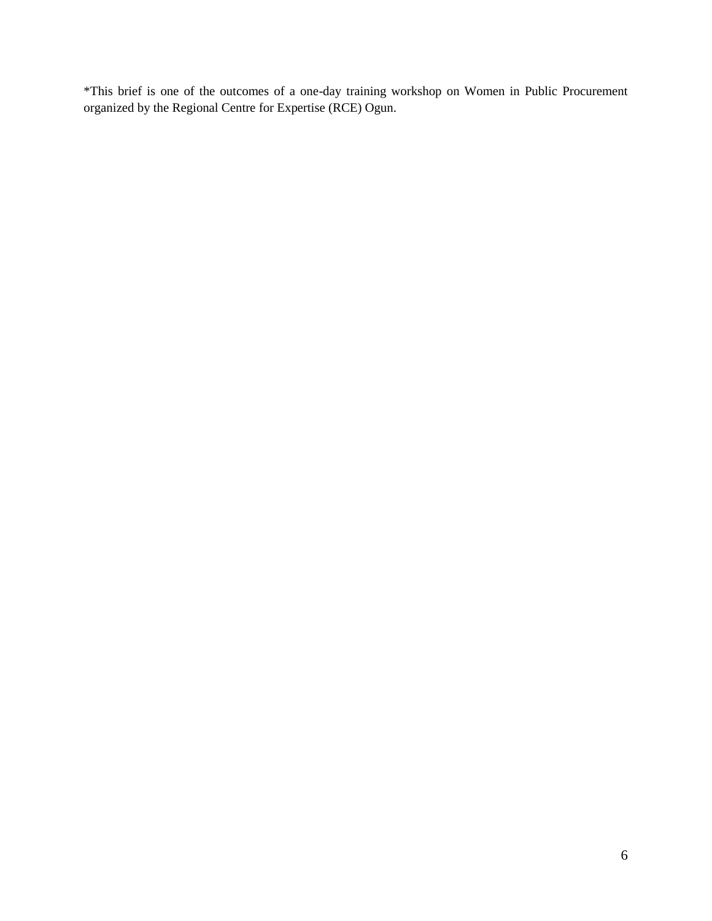*This brief is one of the outcomes of a one-day training workshop on Women in Public Procurement organized by the Regional Centre for Expertise (RCE) Ogun.